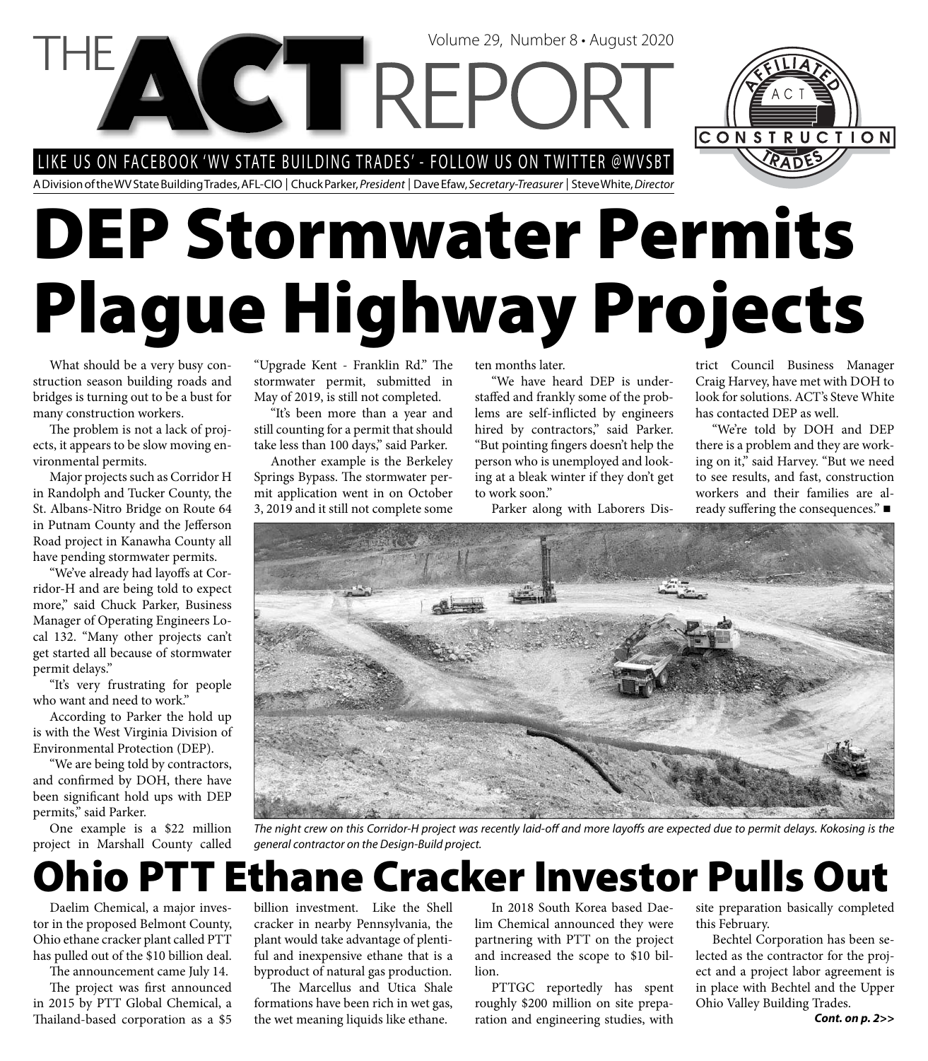# THE ACT REPORT

Volume 29, Number 8 • August 2020

LIKE US ON FACEBOOK 'WV STATE BUILDING TRADES' - FOLLOW US ON TWITTER @WVSBT

A Division of the WV State Building Trades, AFL-CIO | Chuck Parker, *President* | Dave Efaw, *Secretary-Treasurer* | Steve White, *Director*

# DEP Stormwater Permits Plague Highway Projects

What should be a very busy construction season building roads and bridges is turning out to be a bust for many construction workers.

The problem is not a lack of projects, it appears to be slow moving environmental permits.

Major projects such as Corridor H in Randolph and Tucker County, the St. Albans-Nitro Bridge on Route 64 in Putnam County and the Jefferson Road project in Kanawha County all have pending stormwater permits.

"We've already had layoffs at Corridor-H and are being told to expect more," said Chuck Parker, Business Manager of Operating Engineers Local 132. "Many other projects can't get started all because of stormwater permit delays."

"It's very frustrating for people who want and need to work."

According to Parker the hold up is with the West Virginia Division of Environmental Protection (DEP).

"We are being told by contractors, and confirmed by DOH, there have been significant hold ups with DEP permits," said Parker.

One example is a $22 million project in Marshall County called "Upgrade Kent - Franklin Rd." The stormwater permit, submitted in May of 2019, is still not completed.

"It's been more than a year and still counting for a permit that should take less than 100 days," said Parker.

Another example is the Berkeley Springs Bypass. The stormwater permit application went in on October 3, 2019 and it still not complete some ten months later.

"We have heard DEP is understaffed and frankly some of the problems are self-inflicted by engineers hired by contractors," said Parker. "But pointing fingers doesn't help the person who is unemployed and looking at a bleak winter if they don't get to work soon."

Parker along with Laborers District Council Business Manager Craig Harvey, have met with DOH to look for solutions. ACT's Steve White has contacted DEP as well.

"We're told by DOH and DEP there is a problem and they are working on it," said Harvey. "But we need to see results, and fast, construction workers and their families are already suffering the consequences." ■

*The night crew on this Corridor-H project was recently laid-off and more layoffs are expected due to permit delays. Kokosing is the general contractor on the Design-Build project.*

# Ohio PTT Ethane Cracker Investor Pulls Out

Daelim Chemical, a major investor in the proposed Belmont County, Ohio ethane cracker plant called PTT has pulled out of the $10 billion deal.

The announcement came July 14.

The project was first announced in 2015 by PTT Global Chemical, a Thailand-based corporation as a $5 billion investment. Like the Shell cracker in nearby Pennsylvania, the plant would take advantage of plentiful and inexpensive ethane that is a byproduct of natural gas production.

The Marcellus and Utica Shale formations have been rich in wet gas, the wet meaning liquids like ethane.

In 2018 South Korea based Daelim Chemical announced they were partnering with PTT on the project and increased the scope to $10 billion.

PTTGC reportedly has spent roughly $200 million on site preparation and engineering studies, with site preparation basically completed this February.

Bechtel Corporation has been selected as the contractor for the project and a project labor agreement is in place with Bechtel and the Upper Ohio Valley Building Trades.

***Cont. on p. 2>>***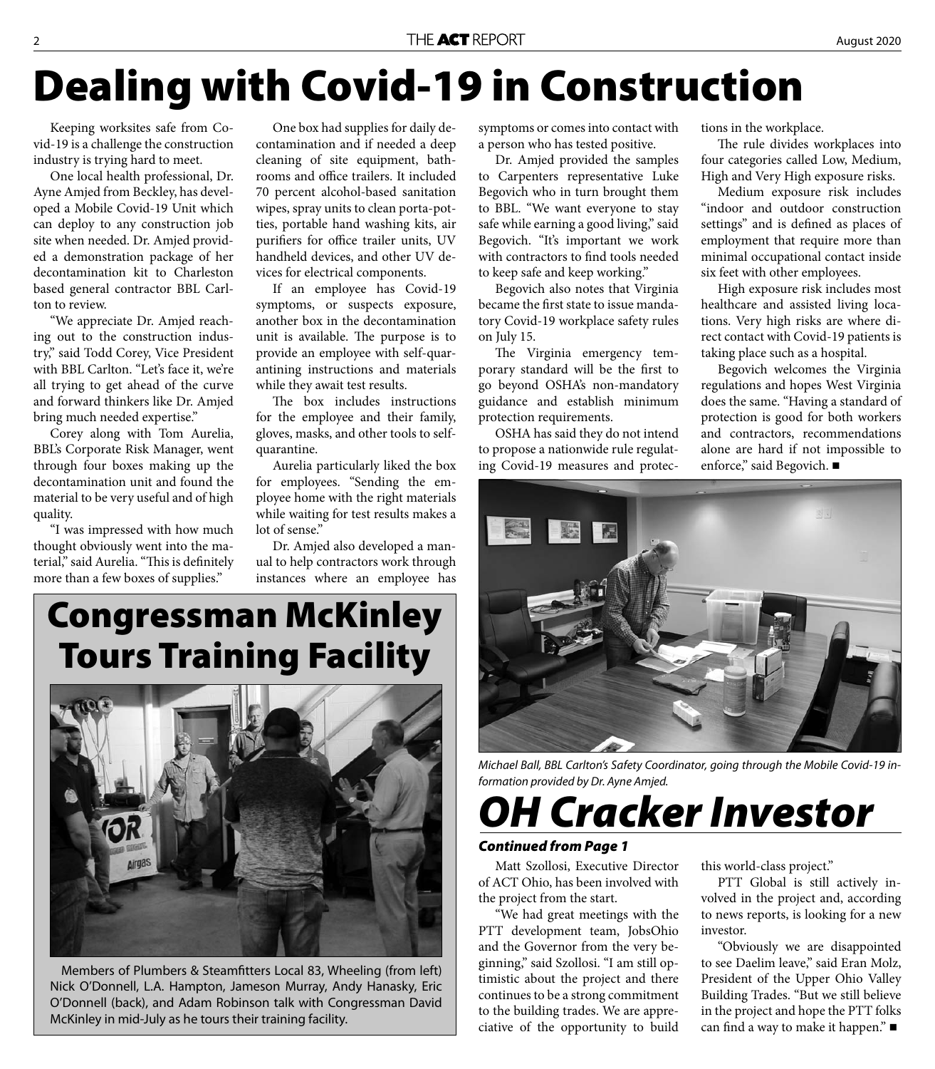# Dealing with Covid-19 in Construction

Keeping worksites safe from Covid-19 is a challenge the construction industry is trying hard to meet.

One local health professional, Dr. Ayne Amjed from Beckley, has developed a Mobile Covid-19 Unit which can deploy to any construction job site when needed. Dr. Amjed provided a demonstration package of her decontamination kit to Charleston based general contractor BBL Carlton to review.

"We appreciate Dr. Amjed reaching out to the construction industry," said Todd Corey, Vice President with BBL Carlton. "Let's face it, we're all trying to get ahead of the curve and forward thinkers like Dr. Amjed bring much needed expertise."

Corey along with Tom Aurelia, BBL's Corporate Risk Manager, went through four boxes making up the decontamination unit and found the material to be very useful and of high quality.

"I was impressed with how much thought obviously went into the material," said Aurelia. "This is definitely more than a few boxes of supplies."

One box had supplies for daily decontamination and if needed a deep cleaning of site equipment, bathrooms and office trailers. It included 70 percent alcohol-based sanitation wipes, spray units to clean porta-potties, portable hand washing kits, air purifiers for office trailer units, UV handheld devices, and other UV devices for electrical components.

If an employee has Covid-19 symptoms, or suspects exposure, another box in the decontamination unit is available. The purpose is to provide an employee with self-quarantining instructions and materials while they await test results.

The box includes instructions for the employee and their family, gloves, masks, and other tools to self-quarantine.

Aurelia particularly liked the box for employees. "Sending the employee home with the right materials while waiting for test results makes a lot of sense."

Dr. Amjed also developed a manual to help contractors work through instances where an employee has symptoms or comes into contact with a person who has tested positive.

Dr. Amjed provided the samples to Carpenters representative Luke Begovich who in turn brought them to BBL. "We want everyone to stay safe while earning a good living," said Begovich. "It's important we work with contractors to find tools needed to keep safe and keep working."

Begovich also notes that Virginia became the first state to issue mandatory Covid-19 workplace safety rules on July 15.

The Virginia emergency temporary standard will be the first to go beyond OSHA's non-mandatory guidance and establish minimum protection requirements.

OSHA has said they do not intend to propose a nationwide rule regulating Covid-19 measures and protections in the workplace.

The rule divides workplaces into four categories called Low, Medium, High and Very High exposure risks.

Medium exposure risk includes "indoor and outdoor construction settings" and is defined as places of employment that require more than minimal occupational contact inside six feet with other employees.

High exposure risk includes most healthcare and assisted living locations. Very high risks are where direct contact with Covid-19 patients is taking place such as a hospital.

Begovich welcomes the Virginia regulations and hopes West Virginia does the same. "Having a standard of protection is good for both workers and contractors, recommendations alone are hard if not impossible to enforce," said Begovich. ■

*Michael Ball, BBL Carlton's Safety Coordinator, going through the Mobile Covid-19 information provided by Dr. Ayne Amjed.*

## Congressman McKinley Tours Training Facility

Members of Plumbers & Steamfitters Local 83, Wheeling (from left) Nick O'Donnell, L.A. Hampton, Jameson Murray, Andy Hanasky, Eric O'Donnell (back), and Adam Robinson talk with Congressman David McKinley in mid-July as he tours their training facility.

## *OH Cracker Investor*

***Continued from Page 1***

Matt Szollosi, Executive Director of ACT Ohio, has been involved with the project from the start.

"We had great meetings with the PTT development team, JobsOhio and the Governor from the very beginning," said Szollosi. "I am still optimistic about the project and there continues to be a strong commitment to the building trades. We are appreciative of the opportunity to build this world-class project."

PTT Global is still actively involved in the project and, according to news reports, is looking for a new investor.

"Obviously we are disappointed to see Daelim leave," said Eran Molz, President of the Upper Ohio Valley Building Trades. "But we still believe in the project and hope the PTT folks can find a way to make it happen." ■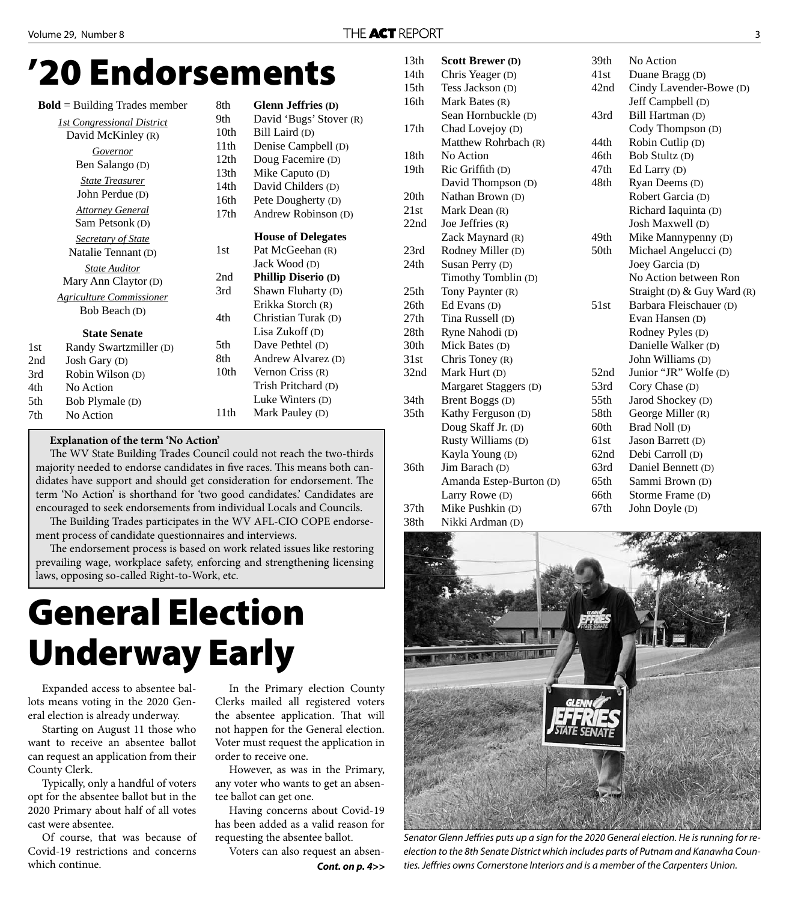# '20 Endorsements

**Bold** = Building Trades member

*1st Congressional District*
David McKinley (R)

*Governor*
Ben Salango (D)

*State Treasurer*
John Perdue (D)

*Attorney General*
Sam Petsonk (D)

*Secretary of State*
Natalie Tennant (D)

*State Auditor*
Mary Ann Claytor (D)

*Agriculture Commissioner*
Bob Beach (D)

### State Senate

| | |
|---|---|
| 1st | Randy Swartzmiller (D) |
| 2nd | Josh Gary (D) |
| 3rd | Robin Wilson (D) |
| 4th | No Action |
| 5th | Bob Plymale (D) |
| 7th | No Action |
| 8th | **Glenn Jeffries (D)** |
| 9th | David 'Bugs' Stover (R) |
| 10th | Bill Laird (D) |
| 11th | Denise Campbell (D) |
| 12th | Doug Facemire (D) |
| 13th | Mike Caputo (D) |
| 14th | David Childers (D) |
| 16th | Pete Dougherty (D) |
| 17th | Andrew Robinson (D) |

### House of Delegates

| | |
|---|---|
| 1st | Pat McGeehan (R) |
| | Jack Wood (D) |
| 2nd | **Phillip Diserio (D)** |
| 3rd | Shawn Fluharty (D) |
| | Erikka Storch (R) |
| 4th | Christian Turak (D) |
| | Lisa Zukoff (D) |
| 5th | Dave Pethtel (D) |
| 8th | Andrew Alvarez (D) |
| 10th | Vernon Criss (R) |
| | Trish Pritchard (D) |
| | Luke Winters (D) |
| 11th | Mark Pauley (D) |
| 13th | **Scott Brewer (D)** |
| 14th | Chris Yeager (D) |
| 15th | Tess Jackson (D) |
| 16th | Mark Bates (R) |
| | Sean Hornbuckle (D) |
| 17th | Chad Lovejoy (D) |
| | Matthew Rohrbach (R) |
| 18th | No Action |
| 19th | Ric Griffith (D) |
| | David Thompson (D) |
| 20th | Nathan Brown (D) |
| 21st | Mark Dean (R) |
| 22nd | Joe Jeffries (R) |
| | Zack Maynard (R) |
| 23rd | Rodney Miller (D) |
| 24th | Susan Perry (D) |
| | Timothy Tomblin (D) |
| 25th | Tony Paynter (R) |
| 26th | Ed Evans (D) |
| 27th | Tina Russell (D) |
| 28th | Ryne Nahodi (D) |
| 30th | Mick Bates (D) |
| 31st | Chris Toney (R) |
| 32nd | Mark Hurt (D) |
| | Margaret Staggers (D) |
| 34th | Brent Boggs (D) |
| 35th | Kathy Ferguson (D) |
| | Doug Skaff Jr. (D) |
| | Rusty Williams (D) |
| | Kayla Young (D) |
| 36th | Jim Barach (D) |
| | Amanda Estep-Burton (D) |
| | Larry Rowe (D) |
| 37th | Mike Pushkin (D) |
| 38th | Nikki Ardman (D) |
| 39th | No Action |
| 41st | Duane Bragg (D) |
| 42nd | Cindy Lavender-Bowe (D) |
| | Jeff Campbell (D) |
| 43rd | Bill Hartman (D) |
| | Cody Thompson (D) |
| 44th | Robin Cutlip (D) |
| 46th | Bob Stultz (D) |
| 47th | Ed Larry (D) |
| 48th | Ryan Deems (D) |
| | Robert Garcia (D) |
| | Richard Iaquinta (D) |
| | Josh Maxwell (D) |
| 49th | Mike Mannypenny (D) |
| 50th | Michael Angelucci (D) |
| | Joey Garcia (D) |
| | No Action between Ron Straight (D) & Guy Ward (R) |
| 51st | Barbara Fleischauer (D) |
| | Evan Hansen (D) |
| | Rodney Pyles (D) |
| | Danielle Walker (D) |
| | John Williams (D) |
| 52nd | Junior "JR" Wolfe (D) |
| 53rd | Cory Chase (D) |
| 55th | Jarod Shockey (D) |
| 58th | George Miller (R) |
| 60th | Brad Noll (D) |
| 61st | Jason Barrett (D) |
| 62nd | Debi Carroll (D) |
| 63rd | Daniel Bennett (D) |
| 65th | Sammi Brown (D) |
| 66th | Storme Frame (D) |
| 67th | John Doyle (D) |

**Explanation of the term 'No Action'**

The WV State Building Trades Council could not reach the two-thirds majority needed to endorse candidates in five races. This means both candidates have support and should get consideration for endorsement. The term 'No Action' is shorthand for 'two good candidates.' Candidates are encouraged to seek endorsements from individual Locals and Councils.

The Building Trades participates in the WV AFL-CIO COPE endorsement process of candidate questionnaires and interviews.

The endorsement process is based on work related issues like restoring prevailing wage, workplace safety, enforcing and strengthening licensing laws, opposing so-called Right-to-Work, etc.

# General Election Underway Early

Expanded access to absentee ballots means voting in the 2020 General election is already underway.

Starting on August 11 those who want to receive an absentee ballot can request an application from their County Clerk.

Typically, only a handful of voters opt for the absentee ballot but in the 2020 Primary about half of all votes cast were absentee.

Of course, that was because of Covid-19 restrictions and concerns which continue.

In the Primary election County Clerks mailed all registered voters the absentee application. That will not happen for the General election. Voter must request the application in order to receive one.

However, as was in the Primary, any voter who wants to get an absentee ballot can get one.

Having concerns about Covid-19 has been added as a valid reason for requesting the absentee ballot.

Voters can also request an absen-

***Cont. on p. 4>>***

*Senator Glenn Jeffries puts up a sign for the 2020 General election. He is running for re-election to the 8th Senate District which includes parts of Putnam and Kanawha Counties. Jeffries owns Cornerstone Interiors and is a member of the Carpenters Union.*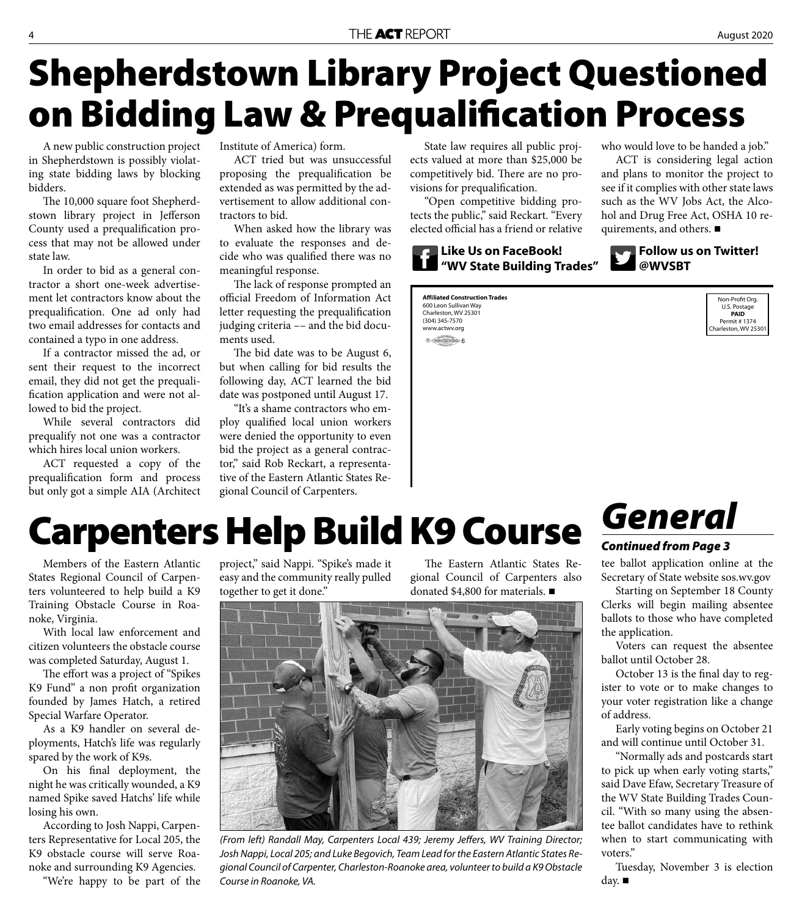# Shepherdstown Library Project Questioned on Bidding Law & Prequalification Process

A new public construction project in Shepherdstown is possibly violating state bidding laws by blocking bidders.

The 10,000 square foot Shepherdstown library project in Jefferson County used a prequalification process that may not be allowed under state law.

In order to bid as a general contractor a short one-week advertisement let contractors know about the prequalification. One ad only had two email addresses for contacts and contained a typo in one address.

If a contractor missed the ad, or sent their request to the incorrect email, they did not get the prequalification application and were not allowed to bid the project.

While several contractors did prequalify not one was a contractor which hires local union workers.

ACT requested a copy of the prequalification form and process but only got a simple AIA (Architect Institute of America) form.

ACT tried but was unsuccessful proposing the prequalification be extended as was permitted by the advertisement to allow additional contractors to bid.

When asked how the library was to evaluate the responses and decide who was qualified there was no meaningful response.

The lack of response prompted an official Freedom of Information Act letter requesting the prequalification judging criteria –– and the bid documents used.

The bid date was to be August 6, but when calling for bid results the following day, ACT learned the bid date was postponed until August 17.

"It's a shame contractors who employ qualified local union workers were denied the opportunity to even bid the project as a general contractor," said Rob Reckart, a representative of the Eastern Atlantic States Regional Council of Carpenters.

State law requires all public projects valued at more than $25,000 be competitively bid. There are no provisions for prequalification.

"Open competitive bidding protects the public," said Reckart. "Every elected official has a friend or relative who would love to be handed a job."

ACT is considering legal action and plans to monitor the project to see if it complies with other state laws such as the WV Jobs Act, the Alcohol and Drug Free Act, OSHA 10 requirements, and others. ■

**Like Us on FaceBook! "WV State Building Trades"**

**Follow us on Twitter! @WVSBT**

**Affiliated Construction Trades**
600 Leon Sullivan Way
Charleston, WV 25301
(304) 345-7570
www.actwv.org

Non-Profit Org.
U.S. Postage
**PAID**
Permit # 1374
Charleston, WV 25301

# Carpenters Help Build K9 Course

Members of the Eastern Atlantic States Regional Council of Carpenters volunteered to help build a K9 Training Obstacle Course in Roanoke, Virginia.

With local law enforcement and citizen volunteers the obstacle course was completed Saturday, August 1.

The effort was a project of "Spikes K9 Fund" a non profit organization founded by James Hatch, a retired Special Warfare Operator.

As a K9 handler on several deployments, Hatch's life was regularly spared by the work of K9s.

On his final deployment, the night he was critically wounded, a K9 named Spike saved Hatchs' life while losing his own.

According to Josh Nappi, Carpenters Representative for Local 205, the K9 obstacle course will serve Roanoke and surrounding K9 Agencies.

"We're happy to be part of the project," said Nappi. "Spike's made it easy and the community really pulled together to get it done."

The Eastern Atlantic States Regional Council of Carpenters also donated $4,800 for materials. ■

*(From left) Randall May, Carpenters Local 439; Jeremy Jeffers, WV Training Director; Josh Nappi, Local 205; and Luke Begovich, Team Lead for the Eastern Atlantic States Regional Council of Carpenter, Charleston-Roanoke area, volunteer to build a K9 Obstacle Course in Roanoke, VA.*

# General

***Continued from Page 3***

tee ballot application online at the Secretary of State website sos.wv.gov

Starting on September 18 County Clerks will begin mailing absentee ballots to those who have completed the application.

Voters can request the absentee ballot until October 28.

October 13 is the final day to register to vote or to make changes to your voter registration like a change of address.

Early voting begins on October 21 and will continue until October 31.

"Normally ads and postcards start to pick up when early voting starts," said Dave Efaw, Secretary Treasure of the WV State Building Trades Council. "With so many using the absentee ballot candidates have to rethink when to start communicating with voters."

Tuesday, November 3 is election day. ■